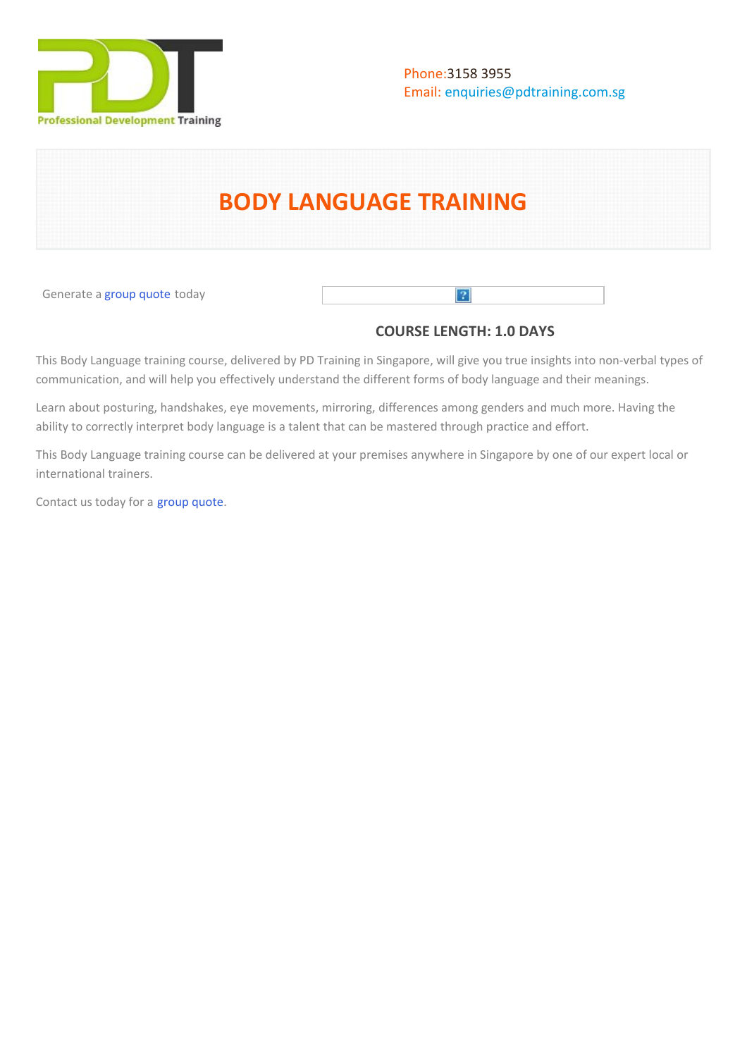Professional Development Training

Phone: 3158 3955
Email: enquiries@pdtraining.com.sg

# BODY LANGUAGE TRAINING

Generate a group quote today

**COURSE LENGTH: 1.0 DAYS**

This Body Language training course, delivered by PD Training in Singapore, will give you true insights into non-verbal types of communication, and will help you effectively understand the different forms of body language and their meanings.

Learn about posturing, handshakes, eye movements, mirroring, differences among genders and much more. Having the ability to correctly interpret body language is a talent that can be mastered through practice and effort.

This Body Language training course can be delivered at your premises anywhere in Singapore by one of our expert local or international trainers.

Contact us today for a group quote.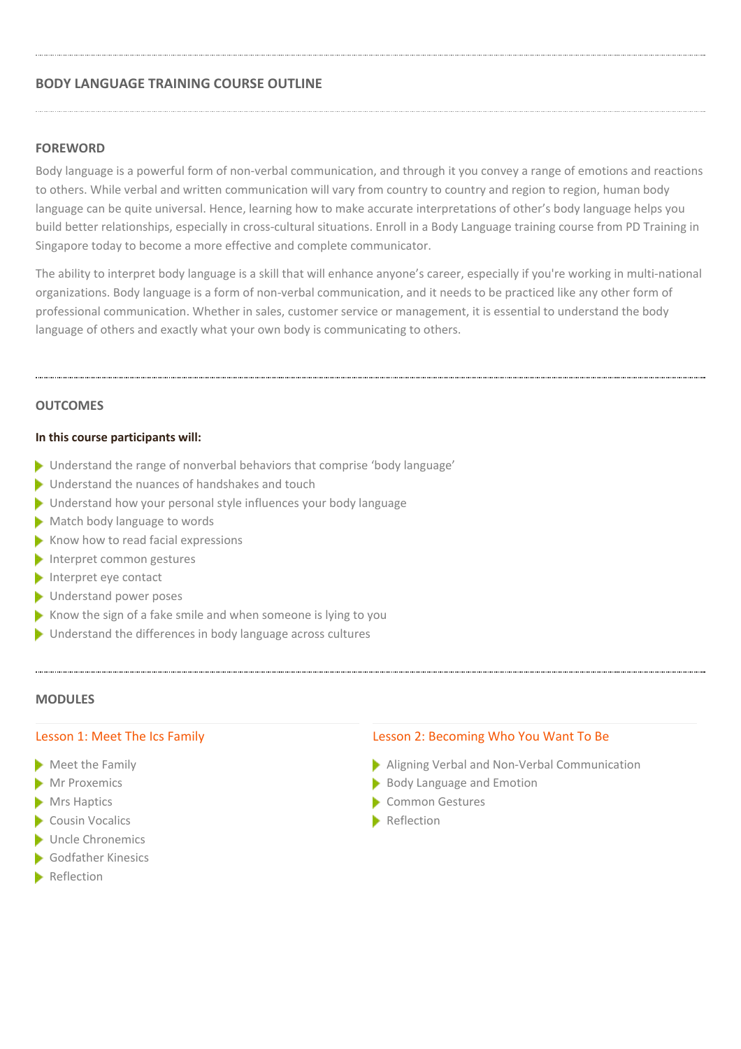## BODY LANGUAGE TRAINING COURSE OUTLINE

### FOREWORD

Body language is a powerful form of non-verbal communication, and through it you convey a range of emotions and reactions to others. While verbal and written communication will vary from country to country and region to region, human body language can be quite universal. Hence, learning how to make accurate interpretations of other's body language helps you build better relationships, especially in cross-cultural situations. Enroll in a Body Language training course from PD Training in Singapore today to become a more effective and complete communicator.

The ability to interpret body language is a skill that will enhance anyone's career, especially if you're working in multi-national organizations. Body language is a form of non-verbal communication, and it needs to be practiced like any other form of professional communication. Whether in sales, customer service or management, it is essential to understand the body language of others and exactly what your own body is communicating to others.

### OUTCOMES

**In this course participants will:**

- Understand the range of nonverbal behaviors that comprise 'body language'
- Understand the nuances of handshakes and touch
- Understand how your personal style influences your body language
- Match body language to words
- Know how to read facial expressions
- Interpret common gestures
- Interpret eye contact
- Understand power poses
- Know the sign of a fake smile and when someone is lying to you
- Understand the differences in body language across cultures

### MODULES

#### Lesson 1: Meet The Ics Family

- Meet the Family
- Mr Proxemics
- Mrs Haptics
- Cousin Vocalics
- Uncle Chronemics
- Godfather Kinesics
- Reflection

#### Lesson 2: Becoming Who You Want To Be

- Aligning Verbal and Non-Verbal Communication
- Body Language and Emotion
- Common Gestures
- Reflection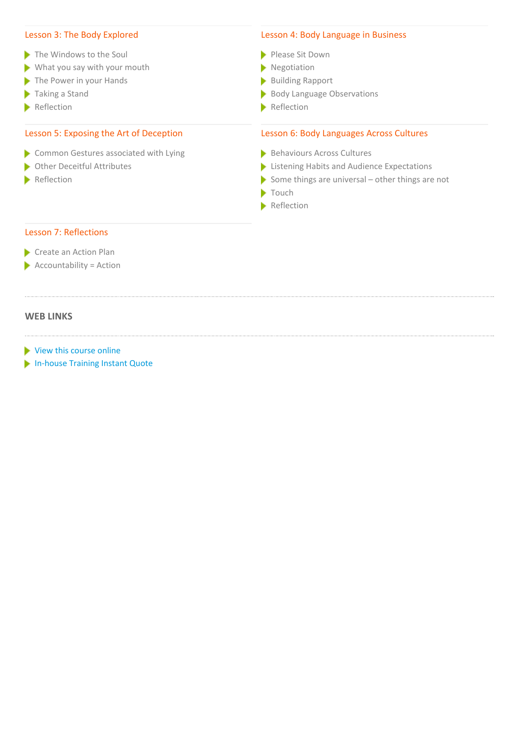### Lesson 3: The Body Explored

- The Windows to the Soul
- What you say with your mouth
- The Power in your Hands
- Taking a Stand
- Reflection

### Lesson 4: Body Language in Business

- Please Sit Down
- Negotiation
- Building Rapport
- Body Language Observations
- Reflection

### Lesson 5: Exposing the Art of Deception

- Common Gestures associated with Lying
- Other Deceitful Attributes
- Reflection

### Lesson 6: Body Languages Across Cultures

- Behaviours Across Cultures
- Listening Habits and Audience Expectations
- Some things are universal – other things are not
- Touch
- Reflection

### Lesson 7: Reflections

- Create an Action Plan
- Accountability = Action

## WEB LINKS

- View this course online
- In-house Training Instant Quote